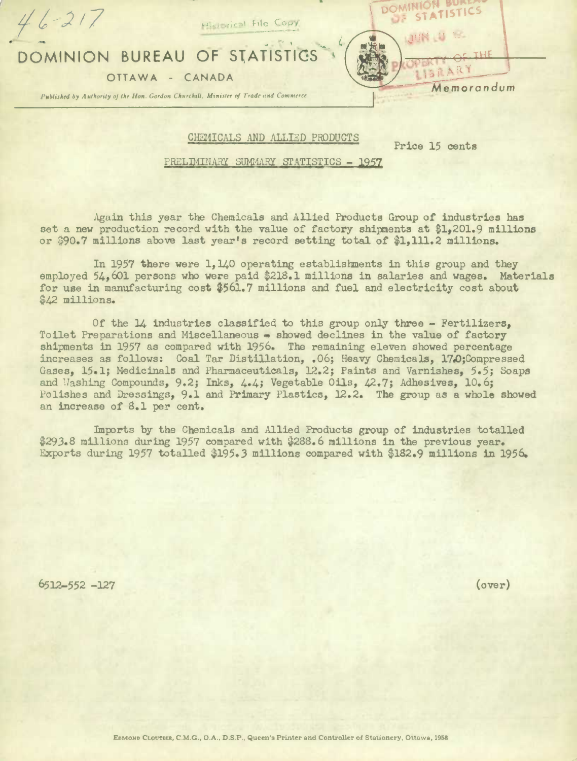46-217

Historical File Copy

# DOMINION BUREAU OF STATISTICS

OTTAWA - CANADA

*Published by Authority of the Hon. Gordon Churchill, Minister of Trade and Commerce*

DOMINION BUREAU OF STATISTICS
JUN 9
PROPERTY OF THE LIBRARY

Memorandum

## CHEMICALS AND ALLIED PRODUCTS

Price 15 cents

## PRELIMINARY SUMMARY STATISTICS - 1957

Again this year the Chemicals and Allied Products Group of industries has set a new production record with the value of factory shipments at $1,201.9 millions or $90.7 millions above last year's record setting total of $1,111.2 millions.

In 1957 there were 1,140 operating establishments in this group and they employed 54,601 persons who were paid $218.1 millions in salaries and wages. Materials for use in manufacturing cost $561.7 millions and fuel and electricity cost about $42 millions.

Of the 14 industries classified to this group only three - Fertilizers, Toilet Preparations and Miscellaneous - showed declines in the value of factory shipments in 1957 as compared with 1956. The remaining eleven showed percentage increases as follows: Coal Tar Distillation, .06; Heavy Chemicals, 17.0; Compressed Gases, 15.1; Medicinals and Pharmaceuticals, 12.2; Paints and Varnishes, 5.5; Soaps and Washing Compounds, 9.2; Inks, 4.4; Vegetable Oils, 42.7; Adhesives, 10.6; Polishes and Dressings, 9.1 and Primary Plastics, 12.2. The group as a whole showed an increase of 8.1 per cent.

Imports by the Chemicals and Allied Products group of industries totalled $293.8 millions during 1957 compared with $288.6 millions in the previous year. Exports during 1957 totalled $195.3 millions compared with $182.9 millions in 1956.

6512-552 -127

(over)

EDMOND CLOUTIER, C.M.G., O.A., D.S.P., Queen's Printer and Controller of Stationery, Ottawa, 1958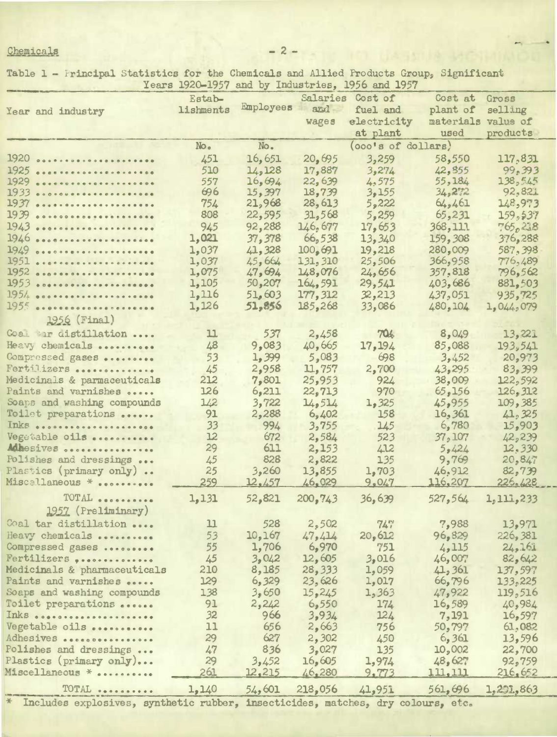Table 1 - Principal Statistics for the Chemicals and Allied Products Group, Significant Years 1920-1957 and by Industries, 1956 and 1957

| Year and industry | Establishments | Employees | Salaries and wages | Cost of fuel and electricity at plant | Cost at plant of materials used | Gross selling value of products |
|---|---|---|---|---|---|---|
| | No. | No. | (000's of dollars) | | | |
| 1920 | 451 | 16,651 | 20,695 | 3,259 | 58,550 | 117,831 |
| 1925 | 510 | 14,128 | 17,887 | 3,274 | 42,855 | 99,393 |
| 1929 | 557 | 16,694 | 22,639 | 4,575 | 55,184 | 138,545 |
| 1933 | 696 | 15,397 | 18,739 | 3,155 | 34,272 | 92,821 |
| 1937 | 754 | 21,968 | 28,613 | 5,222 | 64,461 | 148,973 |
| 1939 | 808 | 22,595 | 31,568 | 5,259 | 65,231 | 159,537 |
| 1943 | 945 | 92,288 | 146,677 | 17,653 | 368,111 | 765,218 |
| 1946 | 1,021 | 37,378 | 66,538 | 13,340 | 159,308 | 376,288 |
| 1949 | 1,037 | 41,328 | 100,691 | 19,218 | 280,009 | 587,398 |
| 1951 | 1,037 | 45,664 | 131,310 | 25,506 | 366,958 | 776,489 |
| 1952 | 1,075 | 47,694 | 148,076 | 24,656 | 357,818 | 796,562 |
| 1953 | 1,105 | 50,207 | 164,591 | 29,541 | 403,686 | 881,503 |
| 1954 | 1,116 | 51,603 | 177,312 | 32,213 | 437,051 | 935,725 |
| 1955 | 1,126 | 51,856 | 185,268 | 33,086 | 480,104 | 1,044,079 |
| 1956 (Final) | | | | | | |
| Coal tar distillation | 11 | 537 | 2,458 | 704 | 8,049 | 13,221 |
| Heavy chemicals | 48 | 9,083 | 40,665 | 17,194 | 85,088 | 193,541 |
| Compressed gases | 53 | 1,399 | 5,083 | 698 | 3,452 | 20,973 |
| Fertilizers | 45 | 2,958 | 11,757 | 2,700 | 43,295 | 83,399 |
| Medicinals & parmaceuticals | 212 | 7,801 | 25,953 | 924 | 38,009 | 122,592 |
| Paints and varnishes | 126 | 6,211 | 22,713 | 970 | 65,156 | 126,312 |
| Soaps and washing compounds | 142 | 3,722 | 14,514 | 1,325 | 45,955 | 109,385 |
| Toilet preparations | 91 | 2,288 | 6,402 | 158 | 16,361 | 41,325 |
| Inks | 33 | 994 | 3,755 | 145 | 6,780 | 15,903 |
| Vegetable oils | 12 | 672 | 2,584 | 523 | 37,107 | 42,239 |
| Adhesives | 29 | 611 | 2,153 | 412 | 5,424 | 12,330 |
| Polishes and dressings | 45 | 828 | 2,822 | 135 | 9,769 | 20,847 |
| Plastics (primary only) | 25 | 3,260 | 13,855 | 1,703 | 46,912 | 82,739 |
| Miscellaneous * | 259 | 12,457 | 46,029 | 9,047 | 116,207 | 226,428 |
| TOTAL | 1,131 | 52,821 | 200,743 | 36,639 | 527,564 | 1,111,233 |
| 1957 (Preliminary) | | | | | | |
| Coal tar distillation | 11 | 528 | 2,502 | 747 | 7,988 | 13,971 |
| Heavy chemicals | 53 | 10,167 | 47,414 | 20,612 | 96,829 | 226,381 |
| Compressed gases | 55 | 1,706 | 6,970 | 751 | 4,115 | 24,161 |
| Fertilizers | 45 | 3,042 | 12,605 | 3,016 | 46,007 | 82,642 |
| Medicinals & pharmaceuticals | 210 | 8,185 | 28,333 | 1,059 | 41,361 | 137,597 |
| Paints and varnishes | 129 | 6,329 | 23,626 | 1,017 | 66,796 | 133,225 |
| Soaps and washing compounds | 138 | 3,650 | 15,245 | 1,363 | 47,922 | 119,516 |
| Toilet preparations | 91 | 2,242 | 6,550 | 174 | 16,589 | 40,984 |
| Inks | 32 | 966 | 3,934 | 124 | 7,191 | 16,597 |
| Vegetable oils | 11 | 656 | 2,663 | 756 | 50,797 | 61,082 |
| Adhesives | 29 | 627 | 2,302 | 450 | 6,361 | 13,596 |
| Polishes and dressings | 47 | 836 | 3,027 | 135 | 10,002 | 22,700 |
| Plastics (primary only) | 29 | 3,452 | 16,605 | 1,974 | 48,627 | 92,759 |
| Miscellaneous * | 261 | 12,215 | 46,280 | 9,773 | 111,111 | 216,652 |
| TOTAL | 1,140 | 54,601 | 218,056 | 41,951 | 561,696 | 1,201,863 |

\* Includes explosives, synthetic rubber, insecticides, matches, dry colours, etc.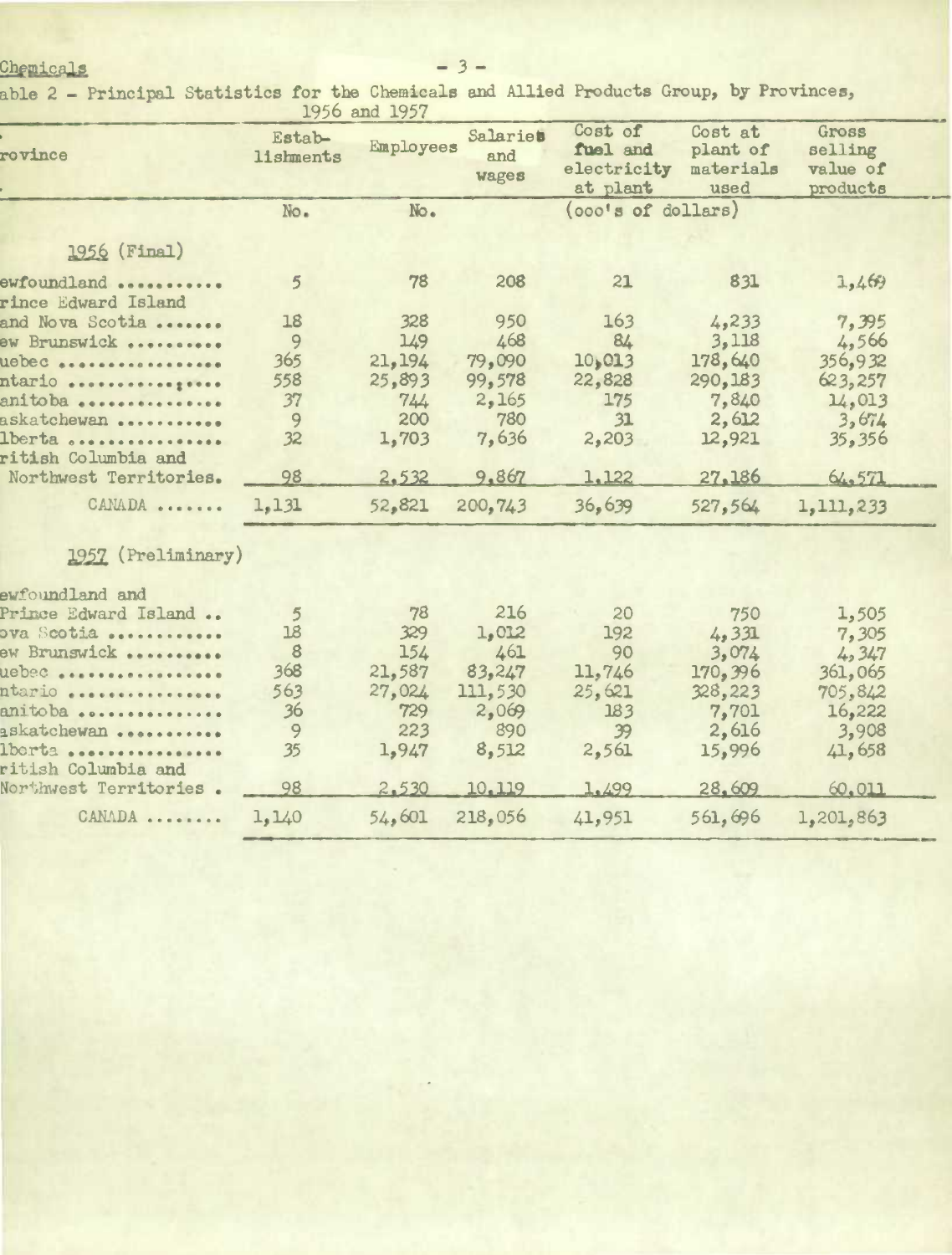able 2 - Principal Statistics for the Chemicals and Allied Products Group, by Provinces, 1956 and 1957

| rovince | Estab-lishments | Employees | Salaries and wages | Cost of fuel and electricity at plant | Cost at plant of materials used | Gross selling value of products |
|---|---|---|---|---|---|---|
| | No. | No. | (000's of dollars) | | | |
| 1956 (Final) | | | | | | |
| ewfoundland ............ | 5 | 78 | 208 | 21 | 831 | 1,469 |
| rince Edward Island and Nova Scotia ........ | 18 | 328 | 950 | 163 | 4,233 | 7,395 |
| ew Brunswick ........... | 9 | 149 | 468 | 84 | 3,118 | 4,566 |
| uebec .................. | 365 | 21,194 | 79,090 | 10,013 | 178,640 | 356,932 |
| ntario ................. | 558 | 25,893 | 99,578 | 22,828 | 290,183 | 623,257 |
| anitoba ................ | 37 | 744 | 2,165 | 175 | 7,840 | 14,013 |
| askatchewan ............ | 9 | 200 | 780 | 31 | 2,612 | 3,674 |
| lberta ................. | 32 | 1,703 | 7,636 | 2,203 | 12,921 | 35,356 |
| ritish Columbia and Northwest Territories. | 98 | 2,532 | 9,867 | 1,122 | 27,186 | 64,571 |
| CANADA ....... | 1,131 | 52,821 | 200,743 | 36,639 | 527,564 | 1,111,233 |
| 1957 (Preliminary) | | | | | | |
| ewfoundland and Prince Edward Island .. | 5 | 78 | 216 | 20 | 750 | 1,505 |
| ova Scotia ............. | 18 | 329 | 1,012 | 192 | 4,331 | 7,305 |
| ew Brunswick ........... | 8 | 154 | 461 | 90 | 3,074 | 4,347 |
| uebec .................. | 368 | 21,587 | 83,247 | 11,746 | 170,396 | 361,065 |
| ntario ................. | 563 | 27,024 | 111,530 | 25,621 | 328,223 | 705,842 |
| anitoba ................ | 36 | 729 | 2,069 | 183 | 7,701 | 16,222 |
| askatchewan ............ | 9 | 223 | 890 | 39 | 2,616 | 3,908 |
| lberta ................. | 35 | 1,947 | 8,512 | 2,561 | 15,996 | 41,658 |
| ritish Columbia and Northwest Territories . | 98 | 2,530 | 10,119 | 1,499 | 28,609 | 60,011 |
| CANADA ........ | 1,140 | 54,601 | 218,056 | 41,951 | 561,696 | 1,201,863 |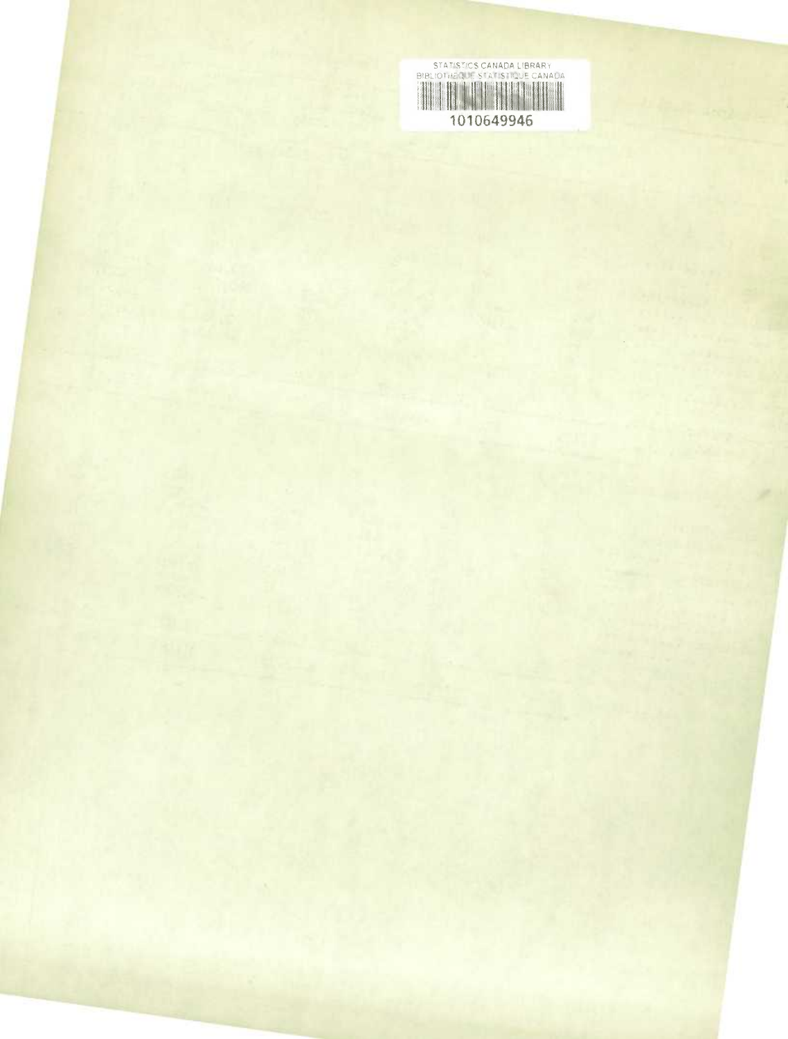STATISTICS CANADA LIBRARY
BIBLIOTHÈQUE STATISTIQUE CANADA

1010649946